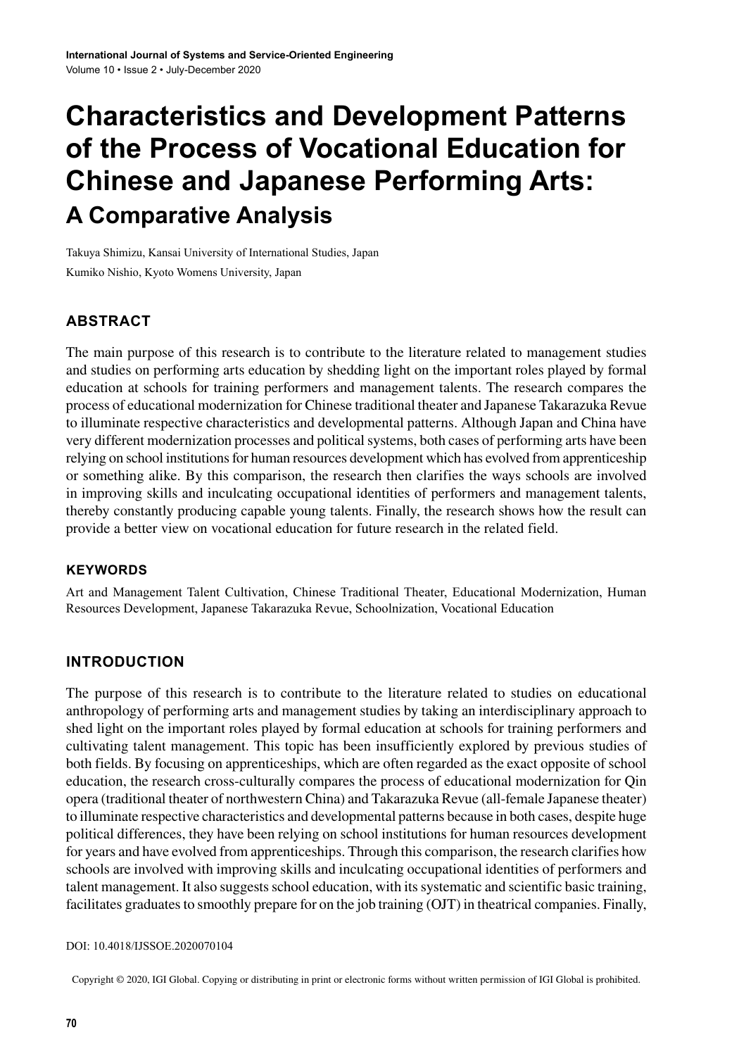# Characteristics and Development Patterns of the Process of Vocational Education for Chinese and Japanese Performing Arts:

## A Comparative Analysis

Takuya Shimizu, Kansai University of International Studies, Japan

Kumiko Nishio, Kyoto Womens University, Japan

## ABSTRACT

The main purpose of this research is to contribute to the literature related to management studies and studies on performing arts education by shedding light on the important roles played by formal education at schools for training performers and management talents. The research compares the process of educational modernization for Chinese traditional theater and Japanese Takarazuka Revue to illuminate respective characteristics and developmental patterns. Although Japan and China have very different modernization processes and political systems, both cases of performing arts have been relying on school institutions for human resources development which has evolved from apprenticeship or something alike. By this comparison, the research then clarifies the ways schools are involved in improving skills and inculcating occupational identities of performers and management talents, thereby constantly producing capable young talents. Finally, the research shows how the result can provide a better view on vocational education for future research in the related field.

### KEYWORDS

Art and Management Talent Cultivation, Chinese Traditional Theater, Educational Modernization, Human Resources Development, Japanese Takarazuka Revue, Schoolnization, Vocational Education

## INTRODUCTION

The purpose of this research is to contribute to the literature related to studies on educational anthropology of performing arts and management studies by taking an interdisciplinary approach to shed light on the important roles played by formal education at schools for training performers and cultivating talent management. This topic has been insufficiently explored by previous studies of both fields. By focusing on apprenticeships, which are often regarded as the exact opposite of school education, the research cross-culturally compares the process of educational modernization for Qin opera (traditional theater of northwestern China) and Takarazuka Revue (all-female Japanese theater) to illuminate respective characteristics and developmental patterns because in both cases, despite huge political differences, they have been relying on school institutions for human resources development for years and have evolved from apprenticeships. Through this comparison, the research clarifies how schools are involved with improving skills and inculcating occupational identities of performers and talent management. It also suggests school education, with its systematic and scientific basic training, facilitates graduates to smoothly prepare for on the job training (OJT) in theatrical companies. Finally,

DOI: 10.4018/IJSSOE.2020070104

Copyright © 2020, IGI Global. Copying or distributing in print or electronic forms without written permission of IGI Global is prohibited.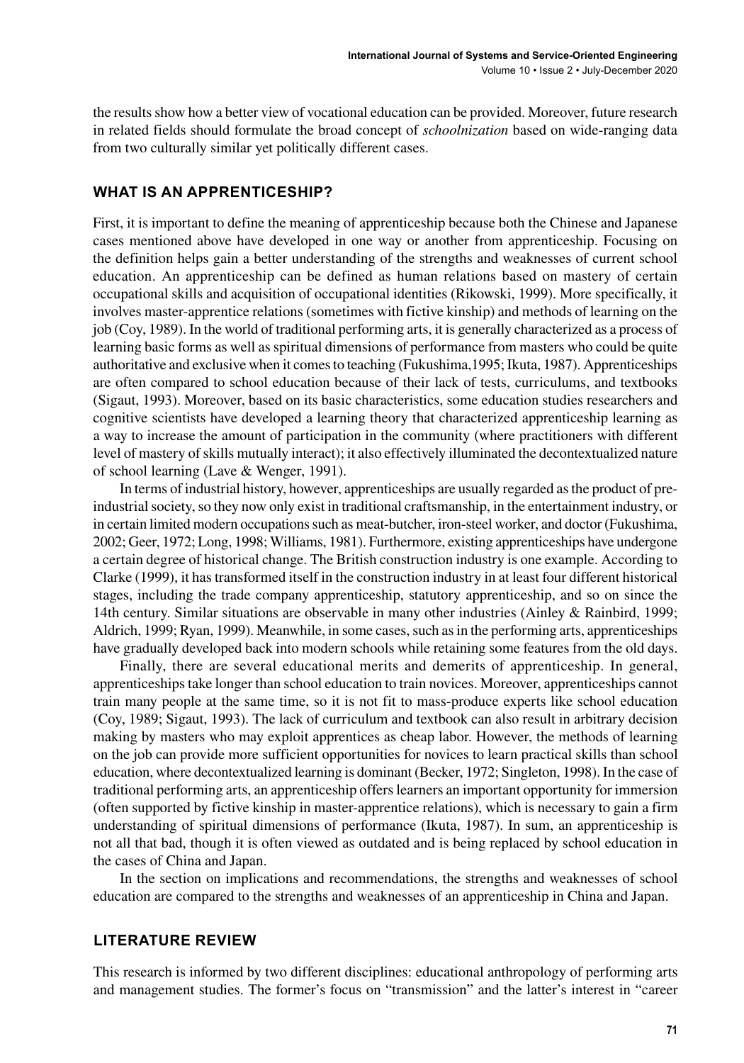the results show how a better view of vocational education can be provided. Moreover, future research in related fields should formulate the broad concept of *schoolnization* based on wide-ranging data from two culturally similar yet politically different cases.

## WHAT IS AN APPRENTICESHIP?

First, it is important to define the meaning of apprenticeship because both the Chinese and Japanese cases mentioned above have developed in one way or another from apprenticeship. Focusing on the definition helps gain a better understanding of the strengths and weaknesses of current school education. An apprenticeship can be defined as human relations based on mastery of certain occupational skills and acquisition of occupational identities (Rikowski, 1999). More specifically, it involves master-apprentice relations (sometimes with fictive kinship) and methods of learning on the job (Coy, 1989). In the world of traditional performing arts, it is generally characterized as a process of learning basic forms as well as spiritual dimensions of performance from masters who could be quite authoritative and exclusive when it comes to teaching (Fukushima,1995; Ikuta, 1987). Apprenticeships are often compared to school education because of their lack of tests, curriculums, and textbooks (Sigaut, 1993). Moreover, based on its basic characteristics, some education studies researchers and cognitive scientists have developed a learning theory that characterized apprenticeship learning as a way to increase the amount of participation in the community (where practitioners with different level of mastery of skills mutually interact); it also effectively illuminated the decontextualized nature of school learning (Lave & Wenger, 1991).

In terms of industrial history, however, apprenticeships are usually regarded as the product of pre-industrial society, so they now only exist in traditional craftsmanship, in the entertainment industry, or in certain limited modern occupations such as meat-butcher, iron-steel worker, and doctor (Fukushima, 2002; Geer, 1972; Long, 1998; Williams, 1981). Furthermore, existing apprenticeships have undergone a certain degree of historical change. The British construction industry is one example. According to Clarke (1999), it has transformed itself in the construction industry in at least four different historical stages, including the trade company apprenticeship, statutory apprenticeship, and so on since the 14th century. Similar situations are observable in many other industries (Ainley & Rainbird, 1999; Aldrich, 1999; Ryan, 1999). Meanwhile, in some cases, such as in the performing arts, apprenticeships have gradually developed back into modern schools while retaining some features from the old days.

Finally, there are several educational merits and demerits of apprenticeship. In general, apprenticeships take longer than school education to train novices. Moreover, apprenticeships cannot train many people at the same time, so it is not fit to mass-produce experts like school education (Coy, 1989; Sigaut, 1993). The lack of curriculum and textbook can also result in arbitrary decision making by masters who may exploit apprentices as cheap labor. However, the methods of learning on the job can provide more sufficient opportunities for novices to learn practical skills than school education, where decontextualized learning is dominant (Becker, 1972; Singleton, 1998). In the case of traditional performing arts, an apprenticeship offers learners an important opportunity for immersion (often supported by fictive kinship in master-apprentice relations), which is necessary to gain a firm understanding of spiritual dimensions of performance (Ikuta, 1987). In sum, an apprenticeship is not all that bad, though it is often viewed as outdated and is being replaced by school education in the cases of China and Japan.

In the section on implications and recommendations, the strengths and weaknesses of school education are compared to the strengths and weaknesses of an apprenticeship in China and Japan.

## LITERATURE REVIEW

This research is informed by two different disciplines: educational anthropology of performing arts and management studies. The former's focus on "transmission" and the latter's interest in "career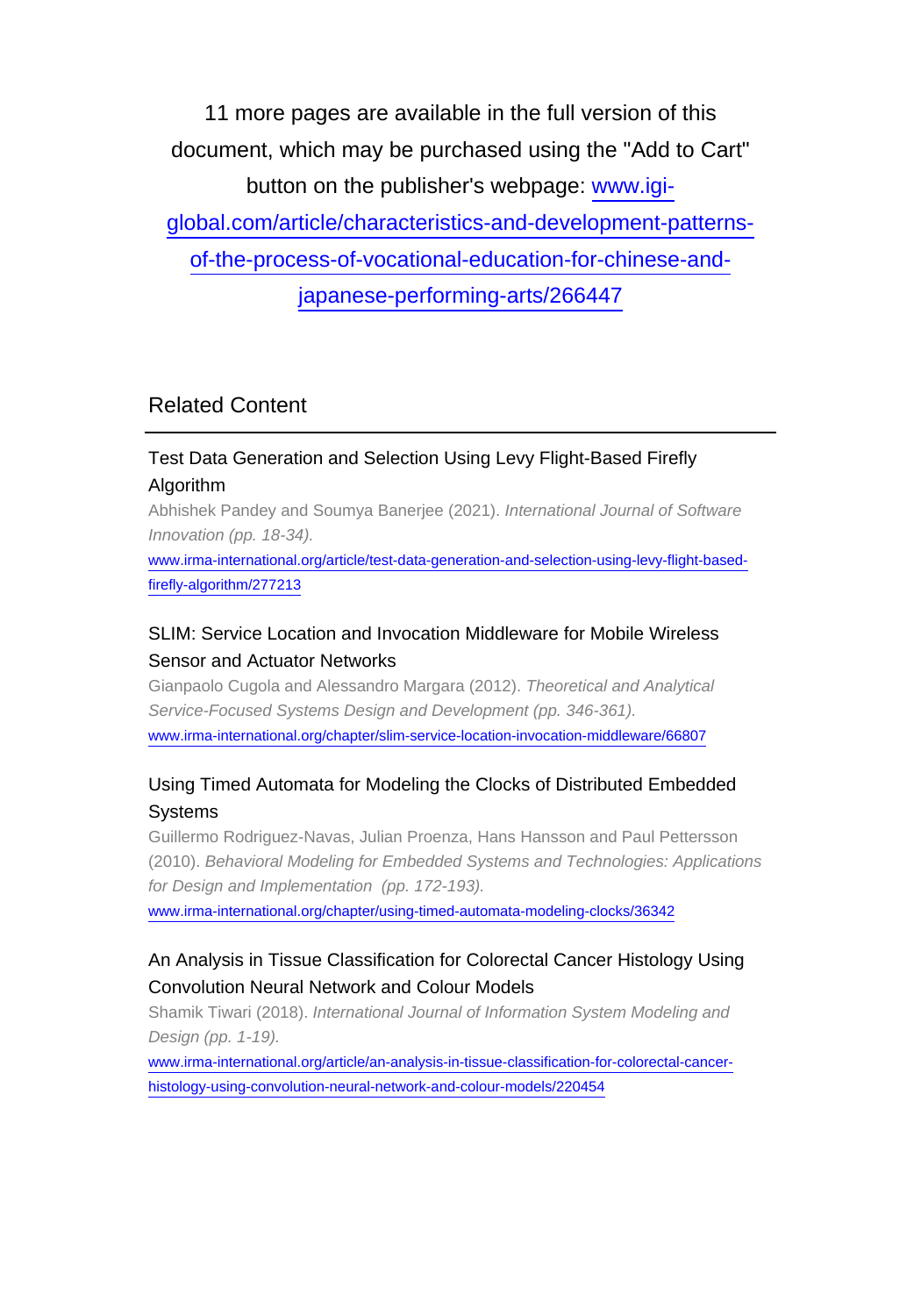11 more pages are available in the full version of this document, which may be purchased using the "Add to Cart" button on the publisher's webpage: www.igi-global.com/article/characteristics-and-development-patterns-of-the-process-of-vocational-education-for-chinese-and-japanese-performing-arts/266447

## Related Content

### Test Data Generation and Selection Using Levy Flight-Based Firefly Algorithm

Abhishek Pandey and Soumya Banerjee (2021). *International Journal of Software Innovation (pp. 18-34).*

www.irma-international.org/article/test-data-generation-and-selection-using-levy-flight-based-firefly-algorithm/277213

### SLIM: Service Location and Invocation Middleware for Mobile Wireless Sensor and Actuator Networks

Gianpaolo Cugola and Alessandro Margara (2012). *Theoretical and Analytical Service-Focused Systems Design and Development (pp. 346-361).*

www.irma-international.org/chapter/slim-service-location-invocation-middleware/66807

### Using Timed Automata for Modeling the Clocks of Distributed Embedded Systems

Guillermo Rodriguez-Navas, Julian Proenza, Hans Hansson and Paul Pettersson (2010). *Behavioral Modeling for Embedded Systems and Technologies: Applications for Design and Implementation (pp. 172-193).*

www.irma-international.org/chapter/using-timed-automata-modeling-clocks/36342

### An Analysis in Tissue Classification for Colorectal Cancer Histology Using Convolution Neural Network and Colour Models

Shamik Tiwari (2018). *International Journal of Information System Modeling and Design (pp. 1-19).*

www.irma-international.org/article/an-analysis-in-tissue-classification-for-colorectal-cancer-histology-using-convolution-neural-network-and-colour-models/220454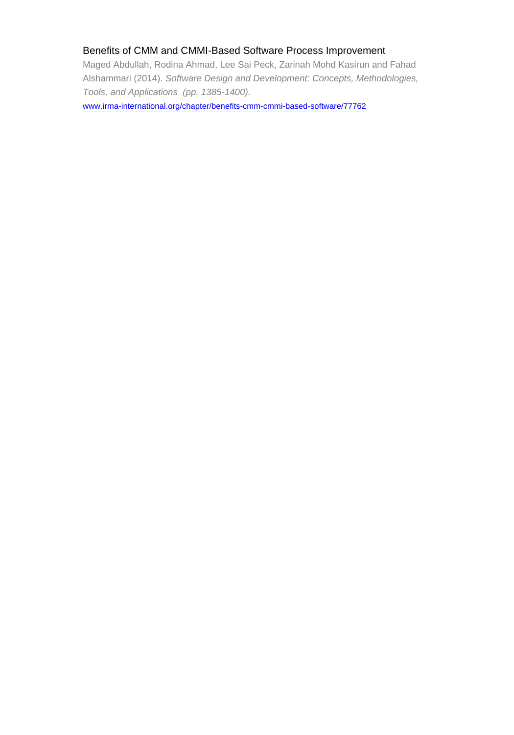Benefits of CMM and CMMI-Based Software Process Improvement

Maged Abdullah, Rodina Ahmad, Lee Sai Peck, Zarinah Mohd Kasirun and Fahad Alshammari (2014). *Software Design and Development: Concepts, Methodologies, Tools, and Applications (pp. 1385-1400).*

www.irma-international.org/chapter/benefits-cmm-cmmi-based-software/77762